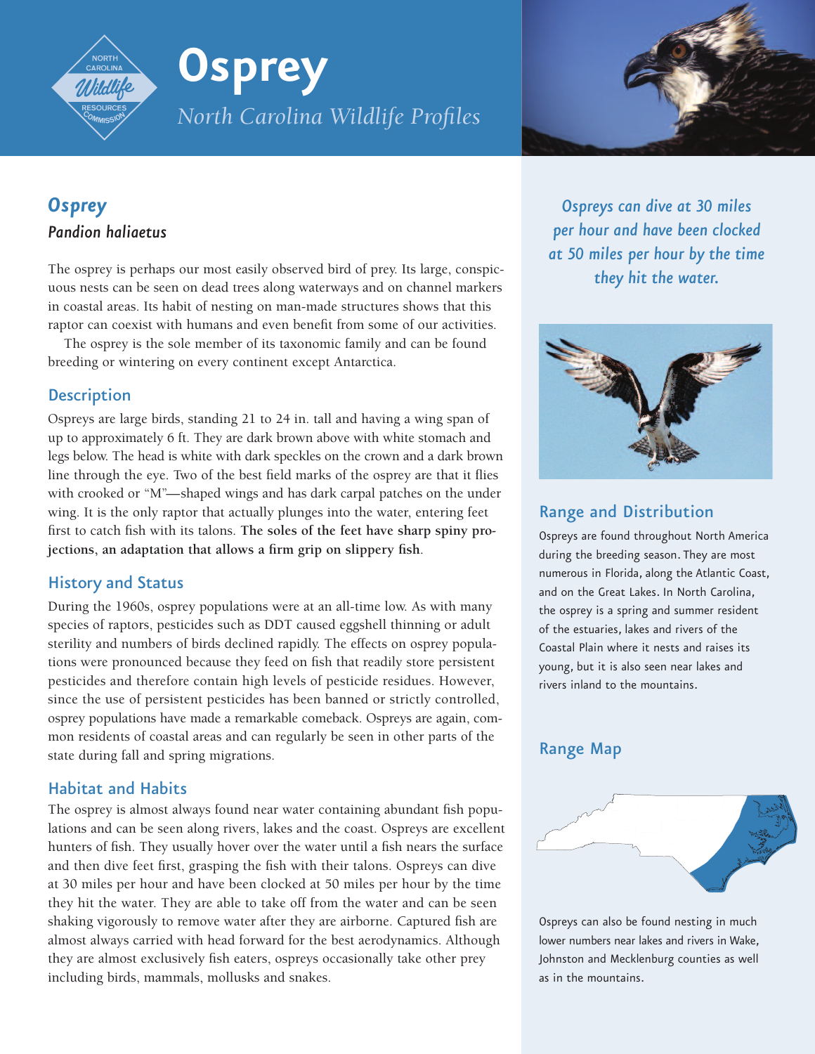# Osprey

*North Carolina Wildlife Profiles*

## *Osprey*

***Pandion haliaetus***

The osprey is perhaps our most easily observed bird of prey. Its large, conspicuous nests can be seen on dead trees along waterways and on channel markers in coastal areas. Its habit of nesting on man-made structures shows that this raptor can coexist with humans and even benefit from some of our activities.

The osprey is the sole member of its taxonomic family and can be found breeding or wintering on every continent except Antarctica.

### Description

Ospreys are large birds, standing 21 to 24 in. tall and having a wing span of up to approximately 6 ft. They are dark brown above with white stomach and legs below. The head is white with dark speckles on the crown and a dark brown line through the eye. Two of the best field marks of the osprey are that it flies with crooked or "M"—shaped wings and has dark carpal patches on the under wing. It is the only raptor that actually plunges into the water, entering feet first to catch fish with its talons. **The soles of the feet have sharp spiny projections, an adaptation that allows a firm grip on slippery fish**.

### History and Status

During the 1960s, osprey populations were at an all-time low. As with many species of raptors, pesticides such as DDT caused eggshell thinning or adult sterility and numbers of birds declined rapidly. The effects on osprey populations were pronounced because they feed on fish that readily store persistent pesticides and therefore contain high levels of pesticide residues. However, since the use of persistent pesticides has been banned or strictly controlled, osprey populations have made a remarkable comeback. Ospreys are again, common residents of coastal areas and can regularly be seen in other parts of the state during fall and spring migrations.

### Habitat and Habits

The osprey is almost always found near water containing abundant fish populations and can be seen along rivers, lakes and the coast. Ospreys are excellent hunters of fish. They usually hover over the water until a fish nears the surface and then dive feet first, grasping the fish with their talons. Ospreys can dive at 30 miles per hour and have been clocked at 50 miles per hour by the time they hit the water. They are able to take off from the water and can be seen shaking vigorously to remove water after they are airborne. Captured fish are almost always carried with head forward for the best aerodynamics. Although they are almost exclusively fish eaters, ospreys occasionally take other prey including birds, mammals, mollusks and snakes.

*Ospreys can dive at 30 miles per hour and have been clocked at 50 miles per hour by the time they hit the water.*

### Range and Distribution

Ospreys are found throughout North America during the breeding season. They are most numerous in Florida, along the Atlantic Coast, and on the Great Lakes. In North Carolina, the osprey is a spring and summer resident of the estuaries, lakes and rivers of the Coastal Plain where it nests and raises its young, but it is also seen near lakes and rivers inland to the mountains.

### Range Map

Ospreys can also be found nesting in much lower numbers near lakes and rivers in Wake, Johnston and Mecklenburg counties as well as in the mountains.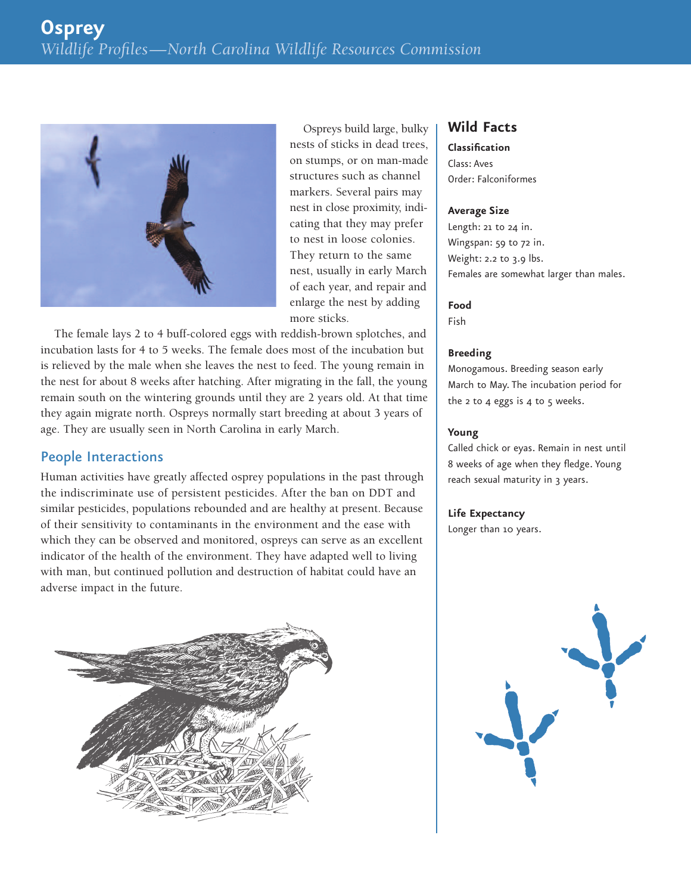Ospreys build large, bulky nests of sticks in dead trees, on stumps, or on man-made structures such as channel markers. Several pairs may nest in close proximity, indicating that they may prefer to nest in loose colonies. They return to the same nest, usually in early March of each year, and repair and enlarge the nest by adding more sticks.

The female lays 2 to 4 buff-colored eggs with reddish-brown splotches, and incubation lasts for 4 to 5 weeks. The female does most of the incubation but is relieved by the male when she leaves the nest to feed. The young remain in the nest for about 8 weeks after hatching. After migrating in the fall, the young remain south on the wintering grounds until they are 2 years old. At that time they again migrate north. Ospreys normally start breeding at about 3 years of age. They are usually seen in North Carolina in early March.

## People Interactions

Human activities have greatly affected osprey populations in the past through the indiscriminate use of persistent pesticides. After the ban on DDT and similar pesticides, populations rebounded and are healthy at present. Because of their sensitivity to contaminants in the environment and the ease with which they can be observed and monitored, ospreys can serve as an excellent indicator of the health of the environment. They have adapted well to living with man, but continued pollution and destruction of habitat could have an adverse impact in the future.

## Wild Facts

**Classification**

Class: Aves
Order: Falconiformes

**Average Size**

Length: 21 to 24 in.
Wingspan: 59 to 72 in.
Weight: 2.2 to 3.9 lbs.
Females are somewhat larger than males.

**Food**

Fish

**Breeding**

Monogamous. Breeding season early March to May. The incubation period for the 2 to 4 eggs is 4 to 5 weeks.

**Young**

Called chick or eyas. Remain in nest until 8 weeks of age when they fledge. Young reach sexual maturity in 3 years.

**Life Expectancy**

Longer than 10 years.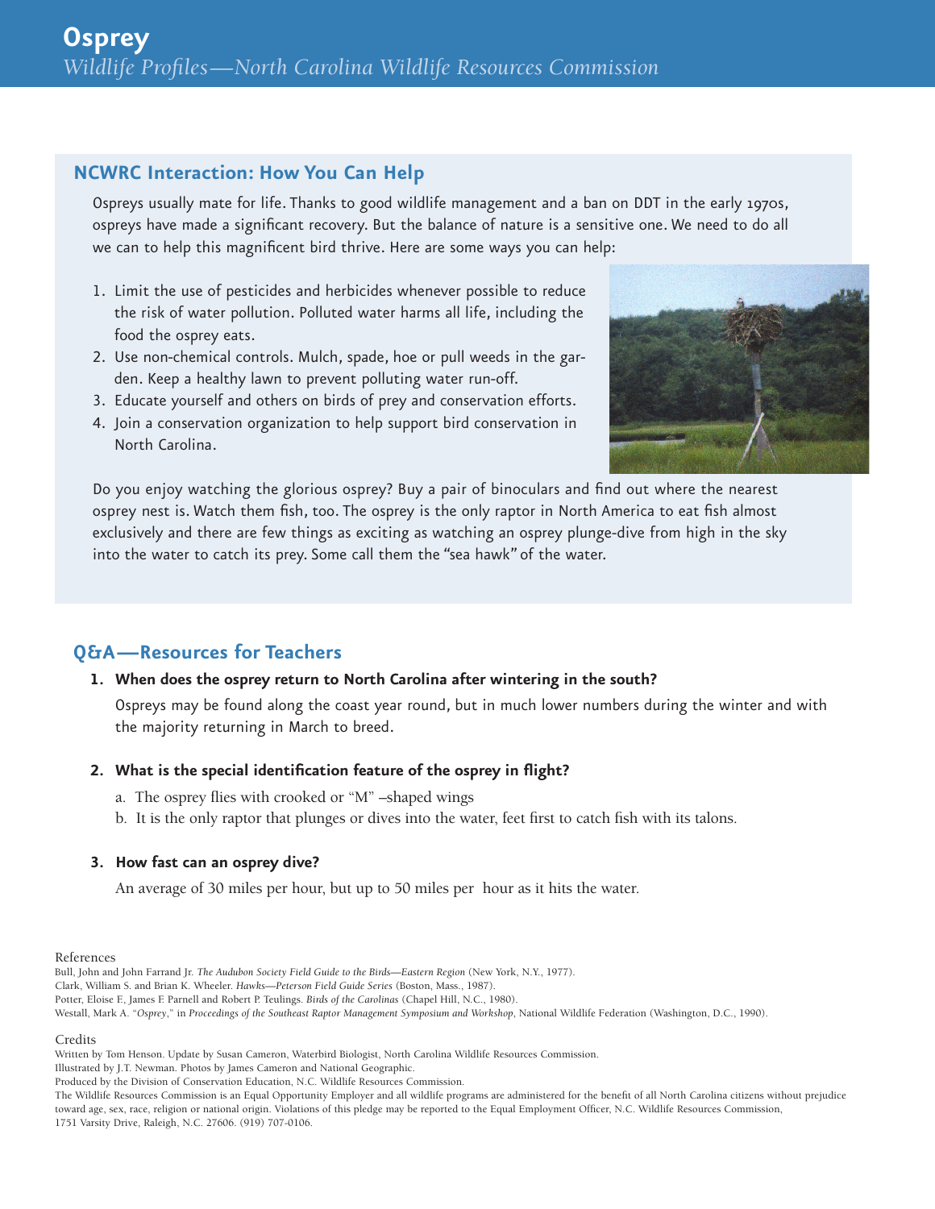## NCWRC Interaction: How You Can Help

Ospreys usually mate for life. Thanks to good wildlife management and a ban on DDT in the early 1970s, ospreys have made a significant recovery. But the balance of nature is a sensitive one. We need to do all we can to help this magnificent bird thrive. Here are some ways you can help:

1. Limit the use of pesticides and herbicides whenever possible to reduce the risk of water pollution. Polluted water harms all life, including the food the osprey eats.
2. Use non-chemical controls. Mulch, spade, hoe or pull weeds in the garden. Keep a healthy lawn to prevent polluting water run-off.
3. Educate yourself and others on birds of prey and conservation efforts.
4. Join a conservation organization to help support bird conservation in North Carolina.

Do you enjoy watching the glorious osprey? Buy a pair of binoculars and find out where the nearest osprey nest is. Watch them fish, too. The osprey is the only raptor in North America to eat fish almost exclusively and there are few things as exciting as watching an osprey plunge-dive from high in the sky into the water to catch its prey. Some call them the "sea hawk" of the water.

## Q&A—Resources for Teachers

1. **When does the osprey return to North Carolina after wintering in the south?**

   Ospreys may be found along the coast year round, but in much lower numbers during the winter and with the majority returning in March to breed.

2. **What is the special identification feature of the osprey in flight?**

   a. The osprey flies with crooked or "M" –shaped wings
   b. It is the only raptor that plunges or dives into the water, feet first to catch fish with its talons.

3. **How fast can an osprey dive?**

   An average of 30 miles per hour, but up to 50 miles per hour as it hits the water.

References

Bull, John and John Farrand Jr. *The Audubon Society Field Guide to the Birds—Eastern Region* (New York, N.Y., 1977).
Clark, William S. and Brian K. Wheeler. *Hawks—Peterson Field Guide Series* (Boston, Mass., 1987).
Potter, Eloise F., James F. Parnell and Robert P. Teulings. *Birds of the Carolinas* (Chapel Hill, N.C., 1980).
Westall, Mark A. "*Osprey*," in *Proceedings of the Southeast Raptor Management Symposium and Workshop*, National Wildlife Federation (Washington, D.C., 1990).

Credits

Written by Tom Henson. Update by Susan Cameron, Waterbird Biologist, North Carolina Wildlife Resources Commission.
Illustrated by J.T. Newman. Photos by James Cameron and National Geographic.
Produced by the Division of Conservation Education, N.C. Wildlife Resources Commission.
The Wildlife Resources Commission is an Equal Opportunity Employer and all wildlife programs are administered for the benefit of all North Carolina citizens without prejudice toward age, sex, race, religion or national origin. Violations of this pledge may be reported to the Equal Employment Officer, N.C. Wildlife Resources Commission, 1751 Varsity Drive, Raleigh, N.C. 27606. (919) 707-0106.